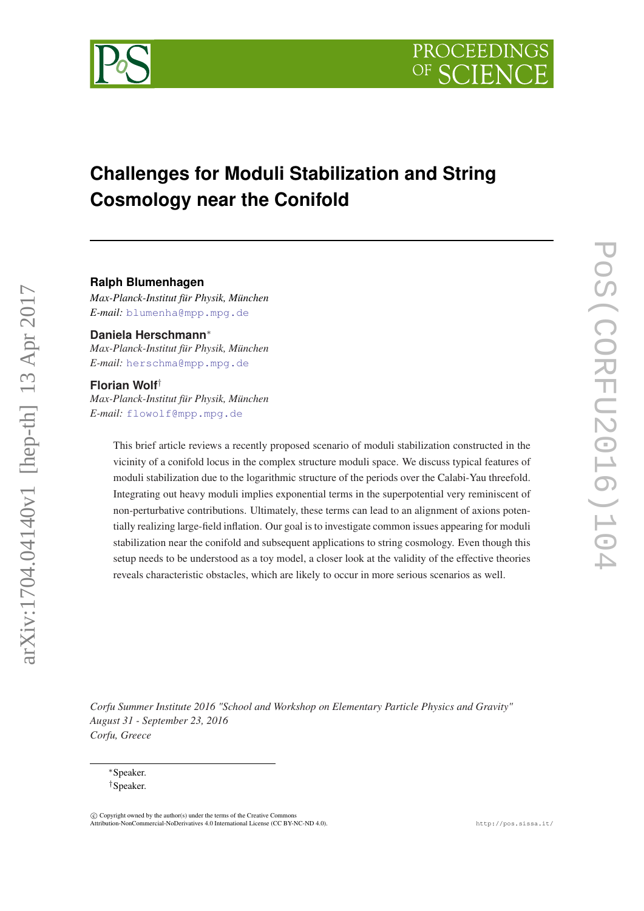# Challenges for Moduli Stabilization and String Cosmology near the Conifold

**Ralph Blumenhagen**
*Max-Planck-Institut für Physik, München*
*E-mail:* blumenha@mpp.mpg.de

**Daniela Herschmann**[*]
*Max-Planck-Institut für Physik, München*
*E-mail:* herschma@mpp.mpg.de

**Florian Wolf**[†]
*Max-Planck-Institut für Physik, München*
*E-mail:* flowolf@mpp.mpg.de

This brief article reviews a recently proposed scenario of moduli stabilization constructed in the vicinity of a conifold locus in the complex structure moduli space. We discuss typical features of moduli stabilization due to the logarithmic structure of the periods over the Calabi-Yau threefold. Integrating out heavy moduli implies exponential terms in the superpotential very reminiscent of non-perturbative contributions. Ultimately, these terms can lead to an alignment of axions potentially realizing large-field inflation. Our goal is to investigate common issues appearing for moduli stabilization near the conifold and subsequent applications to string cosmology. Even though this setup needs to be understood as a toy model, a closer look at the validity of the effective theories reveals characteristic obstacles, which are likely to occur in more serious scenarios as well.

*Corfu Summer Institute 2016 "School and Workshop on Elementary Particle Physics and Gravity"*
*August 31 - September 23, 2016*
*Corfu, Greece*

[*]Speaker.
[†]Speaker.

© Copyright owned by the author(s) under the terms of the Creative Commons Attribution-NonCommercial-NoDerivatives 4.0 International License (CC BY-NC-ND 4.0).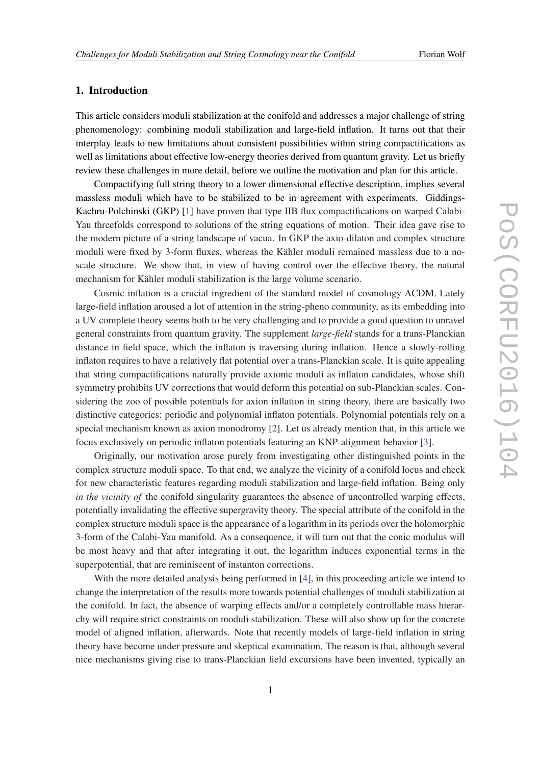## 1. Introduction

This article considers moduli stabilization at the conifold and addresses a major challenge of string phenomenology: combining moduli stabilization and large-field inflation. It turns out that their interplay leads to new limitations about consistent possibilities within string compactifications as well as limitations about effective low-energy theories derived from quantum gravity. Let us briefly review these challenges in more detail, before we outline the motivation and plan for this article.

Compactifying full string theory to a lower dimensional effective description, implies several massless moduli which have to be stabilized to be in agreement with experiments. Giddings-Kachru-Polchinski (GKP) [1] have proven that type IIB flux compactifications on warped Calabi-Yau threefolds correspond to solutions of the string equations of motion. Their idea gave rise to the modern picture of a string landscape of vacua. In GKP the axio-dilaton and complex structure moduli were fixed by 3-form fluxes, whereas the Kähler moduli remained massless due to a no-scale structure. We show that, in view of having control over the effective theory, the natural mechanism for Kähler moduli stabilization is the large volume scenario.

Cosmic inflation is a crucial ingredient of the standard model of cosmology ΛCDM. Lately large-field inflation aroused a lot of attention in the string-pheno community, as its embedding into a UV complete theory seems both to be very challenging and to provide a good question to unravel general constraints from quantum gravity. The supplement *large-field* stands for a trans-Planckian distance in field space, which the inflaton is traversing during inflation. Hence a slowly-rolling inflaton requires to have a relatively flat potential over a trans-Planckian scale. It is quite appealing that string compactifications naturally provide axionic moduli as inflaton candidates, whose shift symmetry prohibits UV corrections that would deform this potential on sub-Planckian scales. Considering the zoo of possible potentials for axion inflation in string theory, there are basically two distinctive categories: periodic and polynomial inflaton potentials. Polynomial potentials rely on a special mechanism known as axion monodromy [2]. Let us already mention that, in this article we focus exclusively on periodic inflaton potentials featuring an KNP-alignment behavior [3].

Originally, our motivation arose purely from investigating other distinguished points in the complex structure moduli space. To that end, we analyze the vicinity of a conifold locus and check for new characteristic features regarding moduli stabilization and large-field inflation. Being only *in the vicinity of* the conifold singularity guarantees the absence of uncontrolled warping effects, potentially invalidating the effective supergravity theory. The special attribute of the conifold in the complex structure moduli space is the appearance of a logarithm in its periods over the holomorphic 3-form of the Calabi-Yau manifold. As a consequence, it will turn out that the conic modulus will be most heavy and that after integrating it out, the logarithm induces exponential terms in the superpotential, that are reminiscent of instanton corrections.

With the more detailed analysis being performed in [4], in this proceeding article we intend to change the interpretation of the results more towards potential challenges of moduli stabilization at the conifold. In fact, the absence of warping effects and/or a completely controllable mass hierarchy will require strict constraints on moduli stabilization. These will also show up for the concrete model of aligned inflation, afterwards. Note that recently models of large-field inflation in string theory have become under pressure and skeptical examination. The reason is that, although several nice mechanisms giving rise to trans-Planckian field excursions have been invented, typically an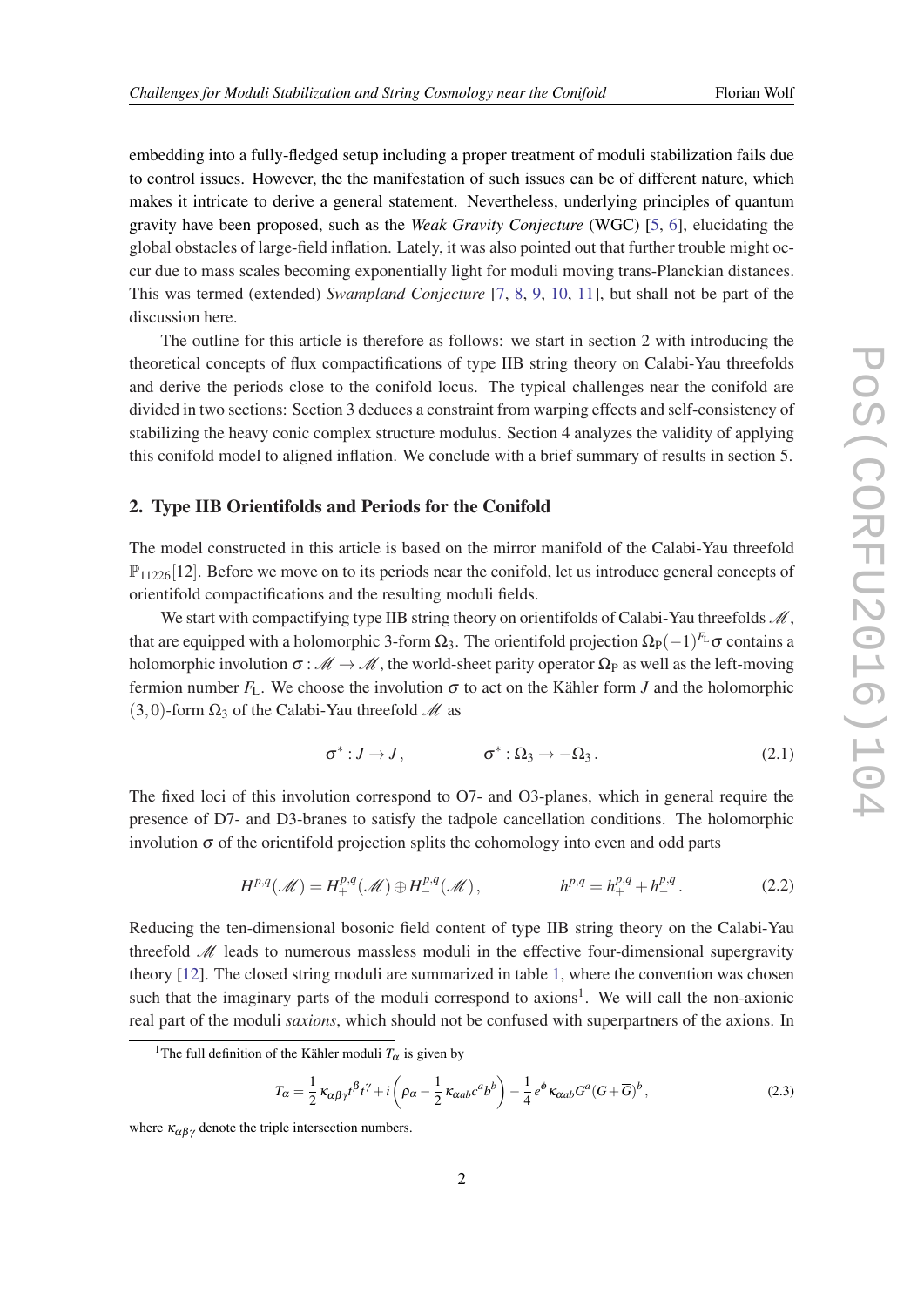embedding into a fully-fledged setup including a proper treatment of moduli stabilization fails due to control issues. However, the the manifestation of such issues can be of different nature, which makes it intricate to derive a general statement. Nevertheless, underlying principles of quantum gravity have been proposed, such as the *Weak Gravity Conjecture* (WGC) [5, 6], elucidating the global obstacles of large-field inflation. Lately, it was also pointed out that further trouble might occur due to mass scales becoming exponentially light for moduli moving trans-Planckian distances. This was termed (extended) *Swampland Conjecture* [7, 8, 9, 10, 11], but shall not be part of the discussion here.

The outline for this article is therefore as follows: we start in section 2 with introducing the theoretical concepts of flux compactifications of type IIB string theory on Calabi-Yau threefolds and derive the periods close to the conifold locus. The typical challenges near the conifold are divided in two sections: Section 3 deduces a constraint from warping effects and self-consistency of stabilizing the heavy conic complex structure modulus. Section 4 analyzes the validity of applying this conifold model to aligned inflation. We conclude with a brief summary of results in section 5.

## 2. Type IIB Orientifolds and Periods for the Conifold

The model constructed in this article is based on the mirror manifold of the Calabi-Yau threefold $\mathbb{P}_{11226}$[12]. Before we move on to its periods near the conifold, let us introduce general concepts of orientifold compactifications and the resulting moduli fields.

We start with compactifying type IIB string theory on orientifolds of Calabi-Yau threefolds $\mathscr{M}$, that are equipped with a holomorphic 3-form $\Omega_3$. The orientifold projection $\Omega_{\mathrm{P}}(-1)^{F_{\mathrm{L}}}\sigma$ contains a holomorphic involution $\sigma : \mathscr{M} \to \mathscr{M}$, the world-sheet parity operator $\Omega_{\mathrm{P}}$ as well as the left-moving fermion number $F_{\mathrm{L}}$. We choose the involution $\sigma$ to act on the Kähler form $J$ and the holomorphic $(3,0)$-form $\Omega_3$ of the Calabi-Yau threefold $\mathscr{M}$ as

$$\sigma^* : J \to J\,, \qquad\qquad \sigma^* : \Omega_3 \to -\Omega_3\,. \tag{2.1}$$

The fixed loci of this involution correspond to O7- and O3-planes, which in general require the presence of D7- and D3-branes to satisfy the tadpole cancellation conditions. The holomorphic involution $\sigma$ of the orientifold projection splits the cohomology into even and odd parts

$$H^{p,q}(\mathscr{M}) = H^{p,q}_{+}(\mathscr{M}) \oplus H^{p,q}_{-}(\mathscr{M})\,, \qquad\qquad h^{p,q} = h^{p,q}_{+} + h^{p,q}_{-}\,. \tag{2.2}$$

Reducing the ten-dimensional bosonic field content of type IIB string theory on the Calabi-Yau threefold $\mathscr{M}$ leads to numerous massless moduli in the effective four-dimensional supergravity theory [12]. The closed string moduli are summarized in table 1, where the convention was chosen such that the imaginary parts of the moduli correspond to axions[1]. We will call the non-axionic real part of the moduli *saxions*, which should not be confused with superpartners of the axions. In

[1] The full definition of the Kähler moduli $T_\alpha$ is given by

$$T_\alpha = \frac{1}{2}\,\kappa_{\alpha\beta\gamma}t^\beta t^\gamma + i\left(\rho_\alpha - \frac{1}{2}\,\kappa_{\alpha ab}c^a b^b\right) - \frac{1}{4}\,e^{\phi}\,\kappa_{\alpha ab}G^a(G+\overline{G})^b\,, \tag{2.3}$$

where $\kappa_{\alpha\beta\gamma}$ denote the triple intersection numbers.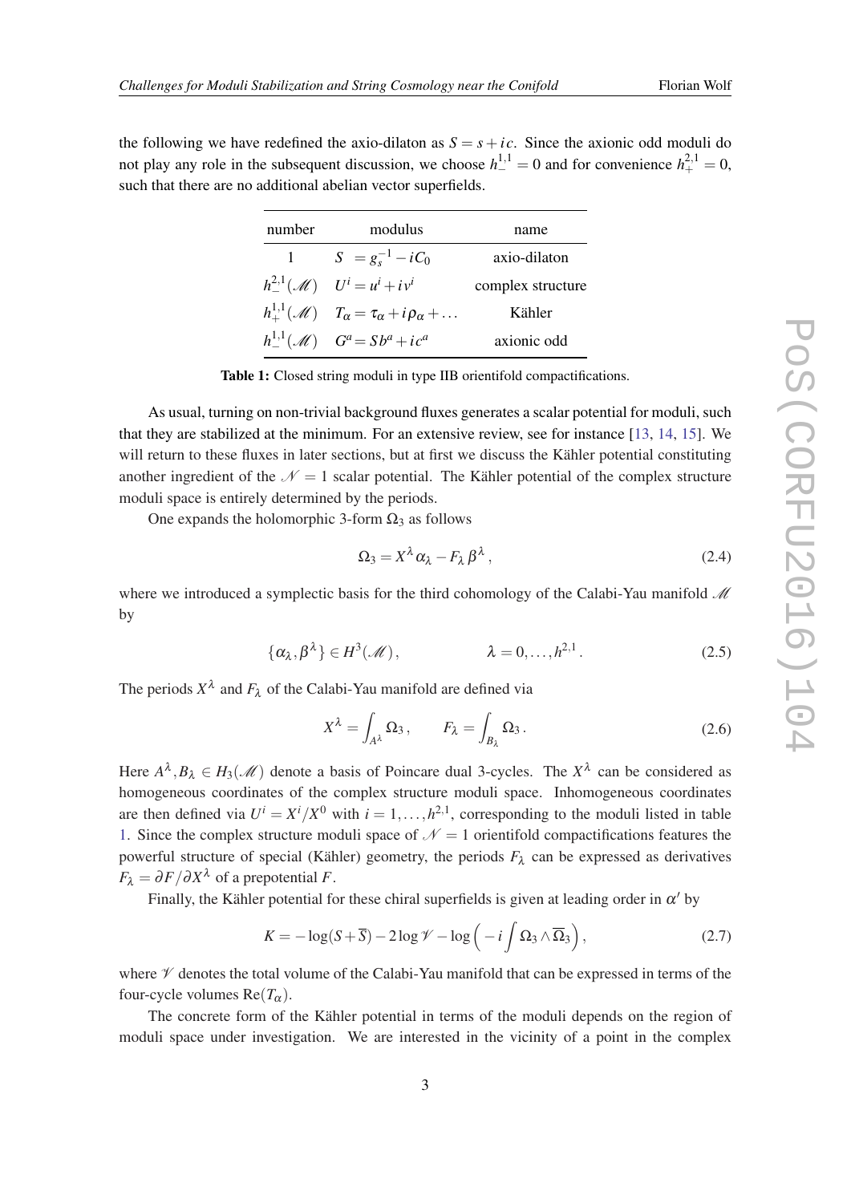the following we have redefined the axio-dilaton as $S = s + ic$. Since the axionic odd moduli do not play any role in the subsequent discussion, we choose $h^{1,1}_{-} = 0$ and for convenience $h^{2,1}_{+} = 0$, such that there are no additional abelian vector superfields.

| number | modulus | name |
|---|---|---|
| 1 | $S \;= g_s^{-1} - iC_0$ | axio-dilaton |
| $h^{2,1}_{-}(\mathscr{M})$ | $U^i = u^i + iv^i$ | complex structure |
| $h^{1,1}_{+}(\mathscr{M})$ | $T_\alpha = \tau_\alpha + i\rho_\alpha + \ldots$ | Kähler |
| $h^{1,1}_{-}(\mathscr{M})$ | $G^a = Sb^a + ic^a$ | axionic odd |

**Table 1:** Closed string moduli in type IIB orientifold compactifications.

As usual, turning on non-trivial background fluxes generates a scalar potential for moduli, such that they are stabilized at the minimum. For an extensive review, see for instance [13, 14, 15]. We will return to these fluxes in later sections, but at first we discuss the Kähler potential constituting another ingredient of the $\mathscr{N} = 1$ scalar potential. The Kähler potential of the complex structure moduli space is entirely determined by the periods.

One expands the holomorphic 3-form $\Omega_3$ as follows

$$\Omega_3 = X^\lambda \alpha_\lambda - F_\lambda \beta^\lambda \,, \tag{2.4}$$

where we introduced a symplectic basis for the third cohomology of the Calabi-Yau manifold $\mathscr{M}$ by

$$\{\alpha_\lambda, \beta^\lambda\} \in H^3(\mathscr{M}) \,, \qquad\qquad \lambda = 0, \ldots, h^{2,1} \,. \tag{2.5}$$

The periods $X^\lambda$ and $F_\lambda$ of the Calabi-Yau manifold are defined via

$$X^\lambda = \int_{A^\lambda} \Omega_3 \,, \qquad F_\lambda = \int_{B_\lambda} \Omega_3 \,. \tag{2.6}$$

Here $A^\lambda, B_\lambda \in H_3(\mathscr{M})$ denote a basis of Poincare dual 3-cycles. The $X^\lambda$ can be considered as homogeneous coordinates of the complex structure moduli space. Inhomogeneous coordinates are then defined via $U^i = X^i / X^0$ with $i = 1, \ldots, h^{2,1}$, corresponding to the moduli listed in table 1. Since the complex structure moduli space of $\mathscr{N} = 1$ orientifold compactifications features the powerful structure of special (Kähler) geometry, the periods $F_\lambda$ can be expressed as derivatives $F_\lambda = \partial F / \partial X^\lambda$ of a prepotential $F$.

Finally, the Kähler potential for these chiral superfields is given at leading order in $\alpha'$ by

$$K = -\log(S + \overline{S}) - 2\log \mathscr{V} - \log\Big( -i \int \Omega_3 \wedge \overline{\Omega}_3 \Big) \,, \tag{2.7}$$

where $\mathscr{V}$ denotes the total volume of the Calabi-Yau manifold that can be expressed in terms of the four-cycle volumes $\mathrm{Re}(T_\alpha)$.

The concrete form of the Kähler potential in terms of the moduli depends on the region of moduli space under investigation. We are interested in the vicinity of a point in the complex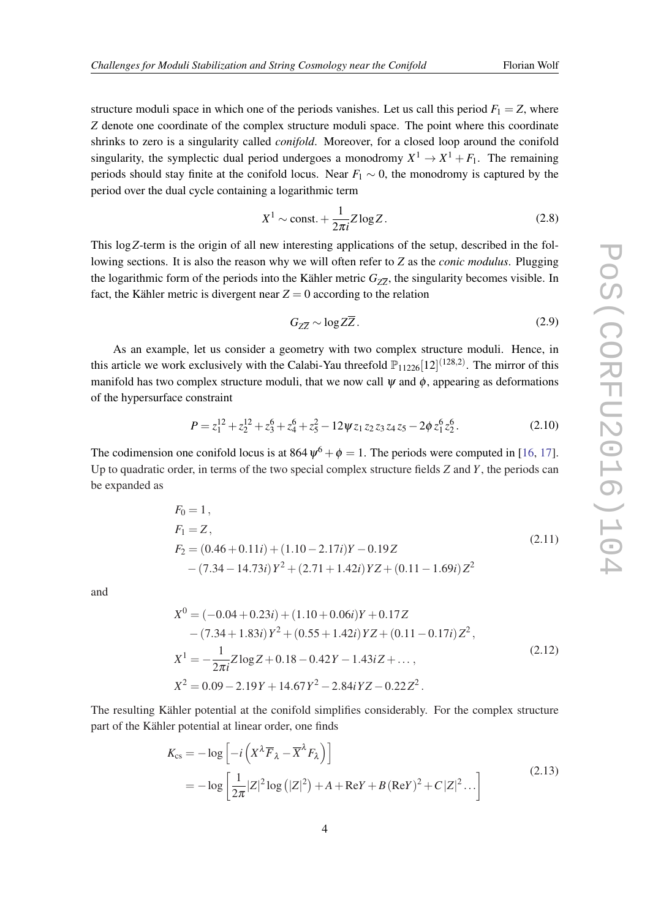structure moduli space in which one of the periods vanishes. Let us call this period $F_1 = Z$, where $Z$ denote one coordinate of the complex structure moduli space. The point where this coordinate shrinks to zero is a singularity called *conifold*. Moreover, for a closed loop around the conifold singularity, the symplectic dual period undergoes a monodromy $X^1 \to X^1 + F_1$. The remaining periods should stay finite at the conifold locus. Near $F_1 \sim 0$, the monodromy is captured by the period over the dual cycle containing a logarithmic term

$$X^1 \sim \text{const.} + \frac{1}{2\pi i} Z \log Z \,. \tag{2.8}$$

This $\log Z$-term is the origin of all new interesting applications of the setup, described in the following sections. It is also the reason why we will often refer to $Z$ as the *conic modulus*. Plugging the logarithmic form of the periods into the Kähler metric $G_{Z\overline{Z}}$, the singularity becomes visible. In fact, the Kähler metric is divergent near $Z = 0$ according to the relation

$$G_{Z\overline{Z}} \sim \log Z\overline{Z} \,. \tag{2.9}$$

As an example, let us consider a geometry with two complex structure moduli. Hence, in this article we work exclusively with the Calabi-Yau threefold $\mathbb{P}_{11226}[12]^{(128,2)}$. The mirror of this manifold has two complex structure moduli, that we now call $\psi$ and $\phi$, appearing as deformations of the hypersurface constraint

$$P = z_1^{12} + z_2^{12} + z_3^6 + z_4^6 + z_5^2 - 12\psi z_1 z_2 z_3 z_4 z_5 - 2\phi z_1^6 z_2^6 \,. \tag{2.10}$$

The codimension one conifold locus is at $864\,\psi^6 + \phi = 1$. The periods were computed in [16, 17]. Up to quadratic order, in terms of the two special complex structure fields $Z$ and $Y$, the periods can be expanded as

$$\begin{aligned}
&F_0 = 1 \,, \\
&F_1 = Z \,, \\
&F_2 = (0.46 + 0.11i) + (1.10 - 2.17i)Y - 0.19Z \\
&\quad - (7.34 - 14.73i)Y^2 + (2.71 + 1.42i)YZ + (0.11 - 1.69i)Z^2
\end{aligned} \tag{2.11}$$

and

$$\begin{aligned}
&X^0 = (-0.04 + 0.23i) + (1.10 + 0.06i)Y + 0.17Z \\
&\quad - (7.34 + 1.83i)Y^2 + (0.55 + 1.42i)YZ + (0.11 - 0.17i)Z^2 \,, \\
&X^1 = -\frac{1}{2\pi i} Z \log Z + 0.18 - 0.42Y - 1.43iZ + \dots \,, \\
&X^2 = 0.09 - 2.19Y + 14.67Y^2 - 2.84iYZ - 0.22Z^2 \,.
\end{aligned} \tag{2.12}$$

The resulting Kähler potential at the conifold simplifies considerably. For the complex structure part of the Kähler potential at linear order, one finds

$$\begin{aligned}
K_{\text{cs}} &= -\log\left[-i\left(X^\lambda \overline{F}_\lambda - \overline{X}^\lambda F_\lambda\right)\right] \\
&= -\log\left[\frac{1}{2\pi}|Z|^2 \log\left(|Z|^2\right) + A + \text{Re}Y + B\left(\text{Re}Y\right)^2 + C|Z|^2 \dots\right]
\end{aligned} \tag{2.13}$$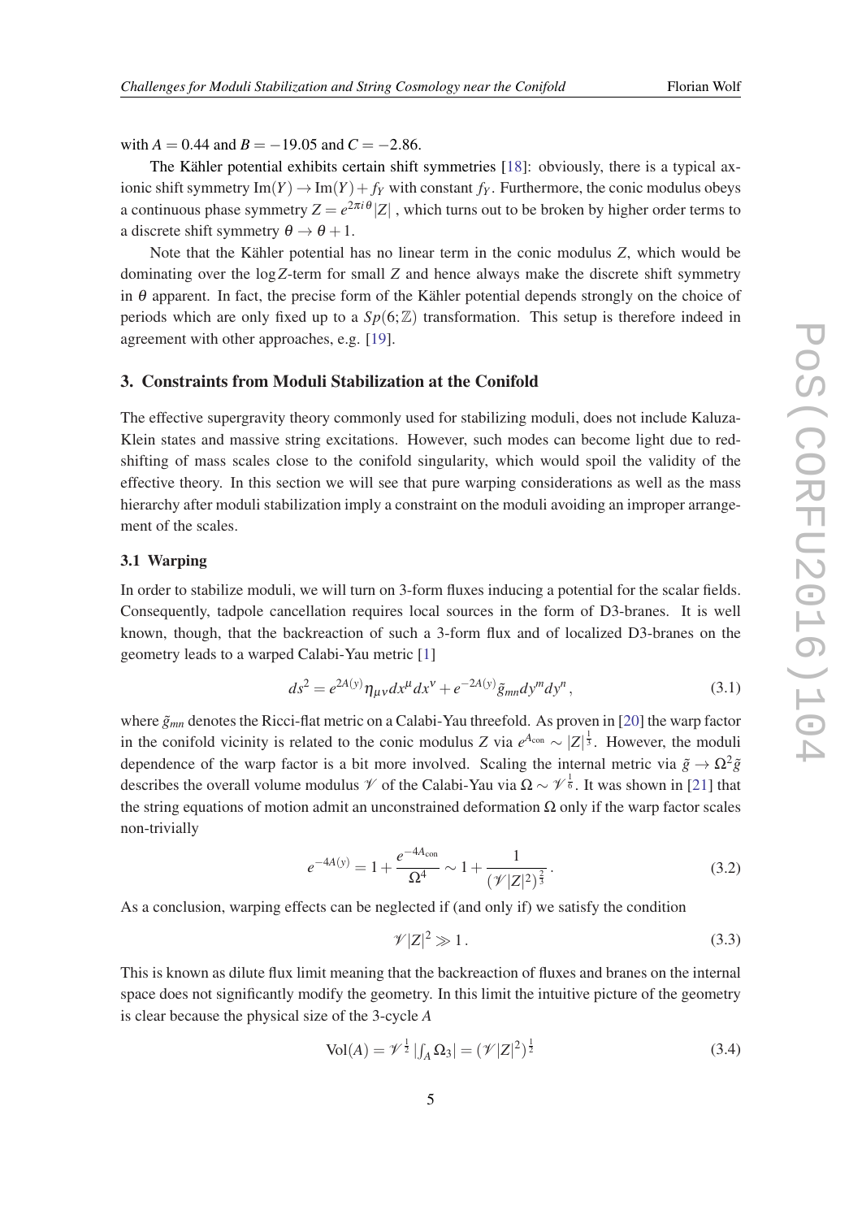with $A = 0.44$ and $B = -19.05$ and $C = -2.86$.

The Kähler potential exhibits certain shift symmetries [18]: obviously, there is a typical axionic shift symmetry $\mathrm{Im}(Y) \to \mathrm{Im}(Y) + f_Y$ with constant $f_Y$. Furthermore, the conic modulus obeys a continuous phase symmetry $Z = e^{2\pi i\theta}|Z|$ , which turns out to be broken by higher order terms to a discrete shift symmetry $\theta \to \theta + 1$.

Note that the Kähler potential has no linear term in the conic modulus $Z$, which would be dominating over the $\log Z$-term for small $Z$ and hence always make the discrete shift symmetry in $\theta$ apparent. In fact, the precise form of the Kähler potential depends strongly on the choice of periods which are only fixed up to a $Sp(6;\mathbb{Z})$ transformation. This setup is therefore indeed in agreement with other approaches, e.g. [19].

## 3. Constraints from Moduli Stabilization at the Conifold

The effective supergravity theory commonly used for stabilizing moduli, does not include Kaluza-Klein states and massive string excitations. However, such modes can become light due to redshifting of mass scales close to the conifold singularity, which would spoil the validity of the effective theory. In this section we will see that pure warping considerations as well as the mass hierarchy after moduli stabilization imply a constraint on the moduli avoiding an improper arrangement of the scales.

### 3.1 Warping

In order to stabilize moduli, we will turn on 3-form fluxes inducing a potential for the scalar fields. Consequently, tadpole cancellation requires local sources in the form of D3-branes. It is well known, though, that the backreaction of such a 3-form flux and of localized D3-branes on the geometry leads to a warped Calabi-Yau metric [1]

$$ds^2 = e^{2A(y)}\eta_{\mu\nu}dx^\mu dx^\nu + e^{-2A(y)}\tilde{g}_{mn}dy^m dy^n\,, \tag{3.1}$$

where $\tilde{g}_{mn}$ denotes the Ricci-flat metric on a Calabi-Yau threefold. As proven in [20] the warp factor in the conifold vicinity is related to the conic modulus $Z$ via $e^{A_{\rm con}} \sim |Z|^{\frac{1}{3}}$. However, the moduli dependence of the warp factor is a bit more involved. Scaling the internal metric via $\tilde{g} \to \Omega^2\tilde{g}$ describes the overall volume modulus $\mathscr{V}$ of the Calabi-Yau via $\Omega \sim \mathscr{V}^{\frac{1}{6}}$. It was shown in [21] that the string equations of motion admit an unconstrained deformation $\Omega$ only if the warp factor scales non-trivially

$$e^{-4A(y)} = 1 + \frac{e^{-4A_{\rm con}}}{\Omega^4} \sim 1 + \frac{1}{(\mathscr{V}|Z|^2)^{\frac{2}{3}}}\,. \tag{3.2}$$

As a conclusion, warping effects can be neglected if (and only if) we satisfy the condition

$$\mathscr{V}|Z|^2 \gg 1\,. \tag{3.3}$$

This is known as dilute flux limit meaning that the backreaction of fluxes and branes on the internal space does not significantly modify the geometry. In this limit the intuitive picture of the geometry is clear because the physical size of the 3-cycle $A$

$$\mathrm{Vol}(A) = \mathscr{V}^{\frac{1}{2}}\,|\textstyle\int_A \Omega_3| = (\mathscr{V}|Z|^2)^{\frac{1}{2}} \tag{3.4}$$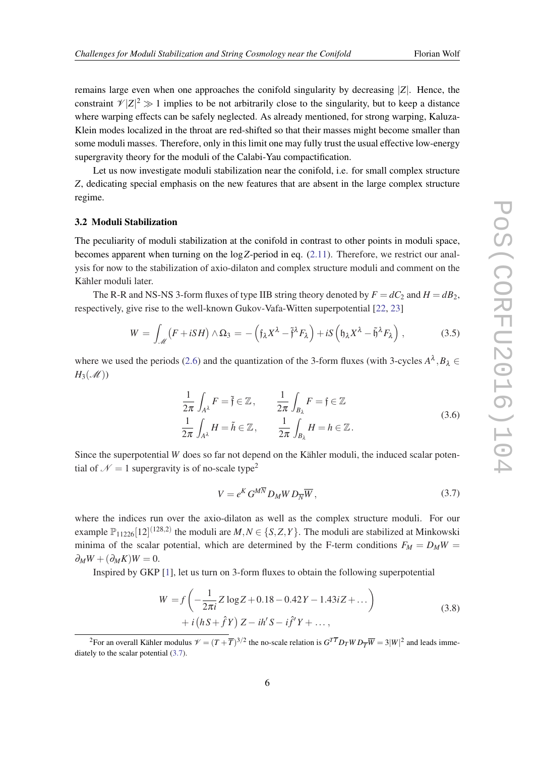remains large even when one approaches the conifold singularity by decreasing $|Z|$. Hence, the constraint $\mathscr{V}|Z|^2 \gg 1$ implies to be not arbitrarily close to the singularity, but to keep a distance where warping effects can be safely neglected. As already mentioned, for strong warping, Kaluza-Klein modes localized in the throat are red-shifted so that their masses might become smaller than some moduli masses. Therefore, only in this limit one may fully trust the usual effective low-energy supergravity theory for the moduli of the Calabi-Yau compactification.

Let us now investigate moduli stabilization near the conifold, i.e. for small complex structure $Z$, dedicating special emphasis on the new features that are absent in the large complex structure regime.

### 3.2 Moduli Stabilization

The peculiarity of moduli stabilization at the conifold in contrast to other points in moduli space, becomes apparent when turning on the $\log Z$-period in eq. (2.11). Therefore, we restrict our analysis for now to the stabilization of axio-dilaton and complex structure moduli and comment on the Kähler moduli later.

The R-R and NS-NS 3-form fluxes of type IIB string theory denoted by $F = dC_2$ and $H = dB_2$, respectively, give rise to the well-known Gukov-Vafa-Witten superpotential [22, 23]

$$W = \int_{\mathscr{M}} \left(F + iSH\right) \wedge \Omega_3 = -\left(\mathfrak{f}_\lambda X^\lambda - \tilde{\mathfrak{f}}^\lambda F_\lambda\right) + iS\left(\mathfrak{h}_\lambda X^\lambda - \tilde{\mathfrak{h}}^\lambda F_\lambda\right), \tag{3.5}$$

where we used the periods (2.6) and the quantization of the 3-form fluxes (with 3-cycles $A^\lambda, B_\lambda \in H_3(\mathscr{M})$)

$$\begin{aligned} \frac{1}{2\pi}\int_{A^\lambda} F &= \tilde{\mathfrak{f}} \in \mathbb{Z}, \qquad & \frac{1}{2\pi}\int_{B_\lambda} F &= \mathfrak{f} \in \mathbb{Z} \\ \frac{1}{2\pi}\int_{A^\lambda} H &= \tilde{h} \in \mathbb{Z}, \qquad & \frac{1}{2\pi}\int_{B_\lambda} H &= h \in \mathbb{Z}. \end{aligned} \tag{3.6}$$

Since the superpotential $W$ does so far not depend on the Kähler moduli, the induced scalar potential of $\mathscr{N} = 1$ supergravity is of no-scale type[2]

$$V = e^K G^{M\overline{N}} D_M W D_{\overline{N}} \overline{W}, \tag{3.7}$$

where the indices run over the axio-dilaton as well as the complex structure moduli. For our example $\mathbb{P}_{11226}[12]^{(128,2)}$ the moduli are $M,N \in \{S, Z, Y\}$. The moduli are stabilized at Minkowski minima of the scalar potential, which are determined by the F-term conditions $F_M = D_M W = \partial_M W + (\partial_M K)W = 0$.

Inspired by GKP [1], let us turn on 3-form fluxes to obtain the following superpotential

$$\begin{aligned} W &= f\left(-\frac{1}{2\pi i} Z \log Z + 0.18 - 0.42\, Y - 1.43 i Z + \dots\right) \\ &\quad + i\left(hS + \hat{f} Y\right) Z - ih' S - i\hat{f}' Y + \dots, \end{aligned} \tag{3.8}$$

[2] For an overall Kähler modulus $\mathscr{V} = (T + \overline{T})^{3/2}$ the no-scale relation is $G^{T\overline{T}} D_T W D_{\overline{T}} \overline{W} = 3|W|^2$ and leads immediately to the scalar potential (3.7).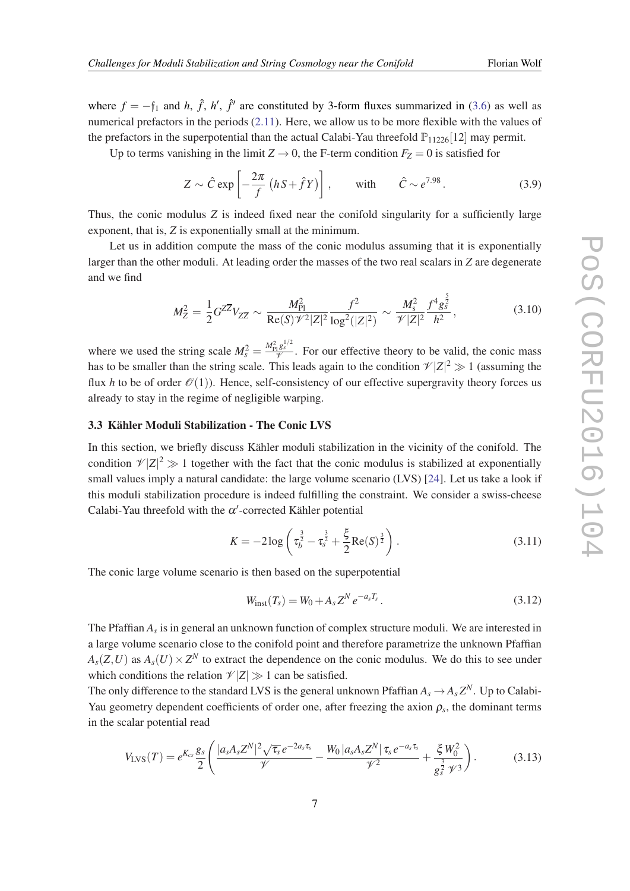where $f = -\mathfrak{f}_1$ and $h$, $\hat{f}$, $h'$, $\hat{f}'$ are constituted by 3-form fluxes summarized in (3.6) as well as numerical prefactors in the periods (2.11). Here, we allow us to be more flexible with the values of the prefactors in the superpotential than the actual Calabi-Yau threefold $\mathbb{P}_{11226}[12]$ may permit.

Up to terms vanishing in the limit $Z \to 0$, the F-term condition $F_Z = 0$ is satisfied for

$$Z \sim \hat{C} \exp\left[-\frac{2\pi}{f}\left(hS + \hat{f}Y\right)\right], \qquad \text{with} \qquad \hat{C} \sim e^{7.98}. \tag{3.9}$$

Thus, the conic modulus $Z$ is indeed fixed near the conifold singularity for a sufficiently large exponent, that is, $Z$ is exponentially small at the minimum.

Let us in addition compute the mass of the conic modulus assuming that it is exponentially larger than the other moduli. At leading order the masses of the two real scalars in $Z$ are degenerate and we find

$$M_Z^2 = \frac{1}{2} G^{Z\overline{Z}} V_{Z\overline{Z}} \sim \frac{M_{\rm Pl}^2}{\mathrm{Re}(S)\mathscr{V}^2|Z|^2} \frac{f^2}{\log^2(|Z|^2)} \sim \frac{M_{\rm s}^2}{\mathscr{V}|Z|^2} \frac{f^4 g_s^{\frac{5}{2}}}{h^2}, \tag{3.10}$$

where we used the string scale $M_s^2 = \frac{M_{\rm Pl}^2 g_s^{1/2}}{\mathscr{V}}$. For our effective theory to be valid, the conic mass has to be smaller than the string scale. This leads again to the condition $\mathscr{V}|Z|^2 \gg 1$ (assuming the flux $h$ to be of order $\mathscr{O}(1)$). Hence, self-consistency of our effective supergravity theory forces us already to stay in the regime of negligible warping.

### 3.3 Kähler Moduli Stabilization - The Conic LVS

In this section, we briefly discuss Kähler moduli stabilization in the vicinity of the conifold. The condition $\mathscr{V}|Z|^2 \gg 1$ together with the fact that the conic modulus is stabilized at exponentially small values imply a natural candidate: the large volume scenario (LVS) [24]. Let us take a look if this moduli stabilization procedure is indeed fulfilling the constraint. We consider a swiss-cheese Calabi-Yau threefold with the $\alpha'$-corrected Kähler potential

$$K = -2\log\left(\tau_b^{\frac{3}{2}} - \tau_s^{\frac{3}{2}} + \frac{\xi}{2}\mathrm{Re}(S)^{\frac{3}{2}}\right). \tag{3.11}$$

The conic large volume scenario is then based on the superpotential

$$W_{\rm inst}(T_s) = W_0 + A_s Z^N e^{-a_s T_s}. \tag{3.12}$$

The Pfaffian $A_s$ is in general an unknown function of complex structure moduli. We are interested in a large volume scenario close to the conifold point and therefore parametrize the unknown Pfaffian $A_s(Z,U)$ as $A_s(U) \times Z^N$ to extract the dependence on the conic modulus. We do this to see under which conditions the relation $\mathscr{V}|Z| \gg 1$ can be satisfied.
The only difference to the standard LVS is the general unknown Pfaffian $A_s \to A_s Z^N$. Up to Calabi-Yau geometry dependent coefficients of order one, after freezing the axion $\rho_s$, the dominant terms in the scalar potential read

$$V_{\rm LVS}(T) = e^{K_{cs}} \frac{g_s}{2}\left(\frac{|a_s A_s Z^N|^2 \sqrt{\tau_s}\, e^{-2a_s\tau_s}}{\mathscr{V}} - \frac{W_0\,|a_s A_s Z^N|\,\tau_s\, e^{-a_s\tau_s}}{\mathscr{V}^2} + \frac{\xi\, W_0^2}{g_s^{\frac{3}{2}}\,\mathscr{V}^3}\right). \tag{3.13}$$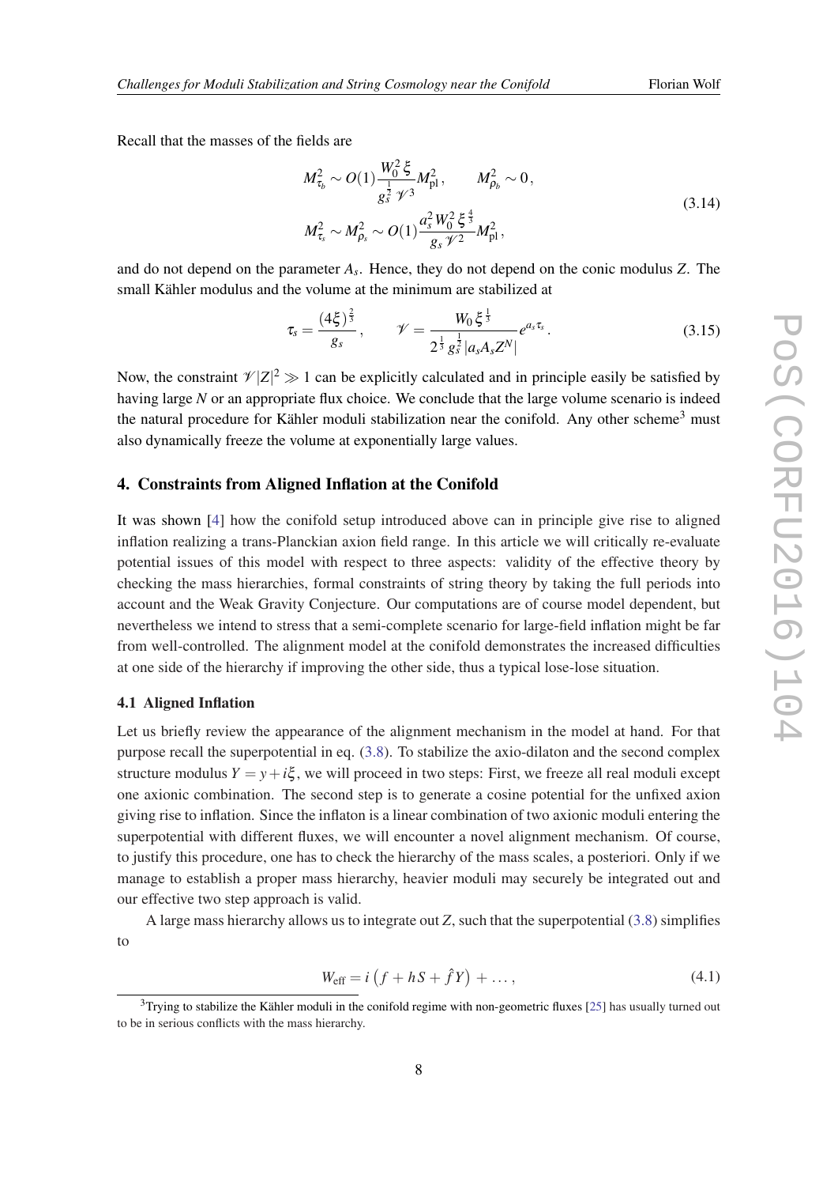Recall that the masses of the fields are

$$
\begin{aligned}
M_{\tau_b}^2 &\sim O(1)\frac{W_0^2\,\xi}{g_s^{\frac{1}{2}}\,\mathcal{V}^3}M_{\rm pl}^2\,, \qquad M_{\rho_b}^2 \sim 0\,,\\
M_{\tau_s}^2 &\sim M_{\rho_s}^2 \sim O(1)\frac{a_s^2\,W_0^2\,\xi^{\frac{4}{3}}}{g_s\,\mathcal{V}^2}M_{\rm pl}^2\,,
\end{aligned}
\tag{3.14}
$$

and do not depend on the parameter $A_s$. Hence, they do not depend on the conic modulus $Z$. The small Kähler modulus and the volume at the minimum are stabilized at

$$
\tau_s = \frac{(4\xi)^{\frac{2}{3}}}{g_s}\,, \qquad \mathcal{V} = \frac{W_0\,\xi^{\frac{1}{3}}}{2^{\frac{1}{3}}\,g_s^{\frac{1}{2}}\,|a_s A_s Z^N|}e^{a_s\tau_s}\,. \tag{3.15}
$$

Now, the constraint $\mathcal{V}|Z|^2 \gg 1$ can be explicitly calculated and in principle easily be satisfied by having large $N$ or an appropriate flux choice. We conclude that the large volume scenario is indeed the natural procedure for Kähler moduli stabilization near the conifold. Any other scheme[3] must also dynamically freeze the volume at exponentially large values.

## 4. Constraints from Aligned Inflation at the Conifold

It was shown [4] how the conifold setup introduced above can in principle give rise to aligned inflation realizing a trans-Planckian axion field range. In this article we will critically re-evaluate potential issues of this model with respect to three aspects: validity of the effective theory by checking the mass hierarchies, formal constraints of string theory by taking the full periods into account and the Weak Gravity Conjecture. Our computations are of course model dependent, but nevertheless we intend to stress that a semi-complete scenario for large-field inflation might be far from well-controlled. The alignment model at the conifold demonstrates the increased difficulties at one side of the hierarchy if improving the other side, thus a typical lose-lose situation.

### 4.1 Aligned Inflation

Let us briefly review the appearance of the alignment mechanism in the model at hand. For that purpose recall the superpotential in eq. (3.8). To stabilize the axio-dilaton and the second complex structure modulus $Y = y + i\xi$, we will proceed in two steps: First, we freeze all real moduli except one axionic combination. The second step is to generate a cosine potential for the unfixed axion giving rise to inflation. Since the inflaton is a linear combination of two axionic moduli entering the superpotential with different fluxes, we will encounter a novel alignment mechanism. Of course, to justify this procedure, one has to check the hierarchy of the mass scales, a posteriori. Only if we manage to establish a proper mass hierarchy, heavier moduli may securely be integrated out and our effective two step approach is valid.

A large mass hierarchy allows us to integrate out $Z$, such that the superpotential (3.8) simplifies to

$$
W_{\rm eff} = i\left(f + hS + \hat{f}Y\right) + \ldots\,, \tag{4.1}
$$

[3] Trying to stabilize the Kähler moduli in the conifold regime with non-geometric fluxes [25] has usually turned out to be in serious conflicts with the mass hierarchy.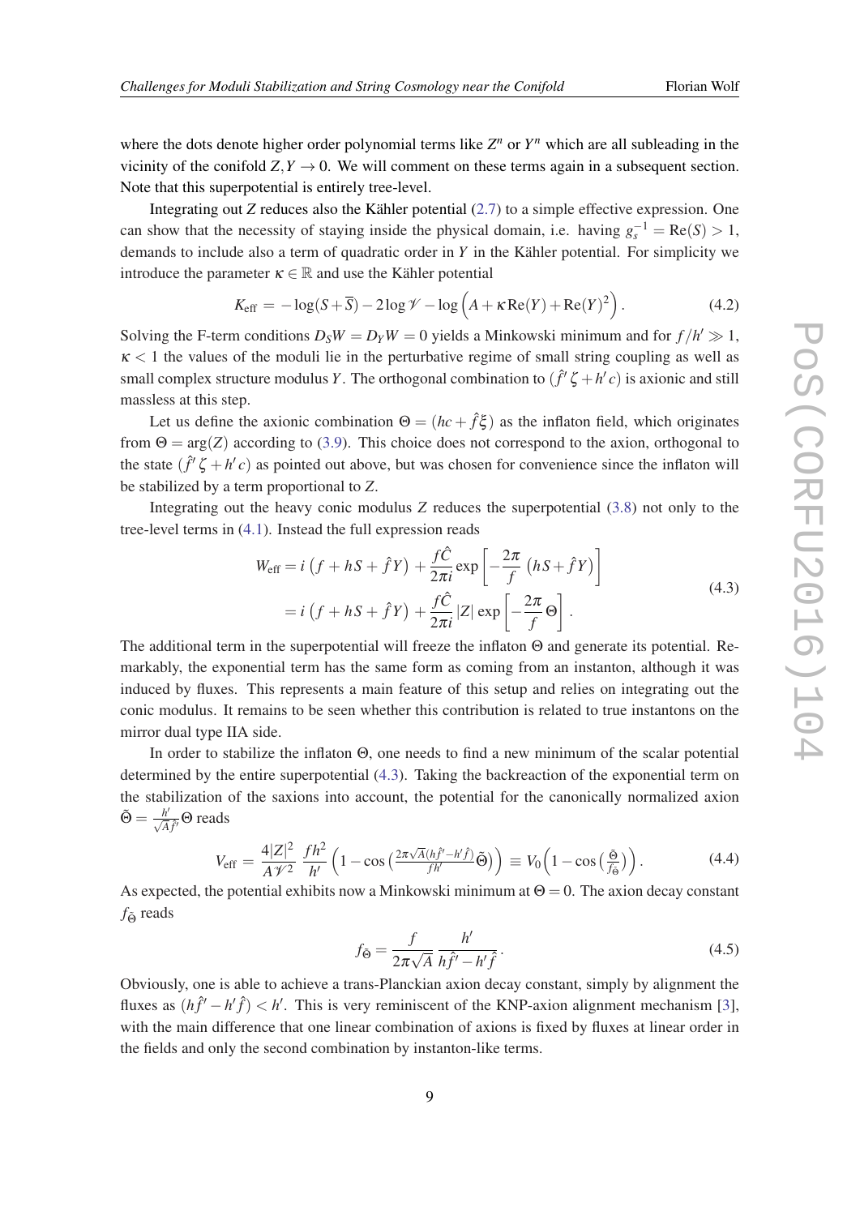where the dots denote higher order polynomial terms like $Z^n$ or $Y^n$ which are all subleading in the vicinity of the conifold $Z, Y \to 0$. We will comment on these terms again in a subsequent section. Note that this superpotential is entirely tree-level.

Integrating out $Z$ reduces also the Kähler potential (2.7) to a simple effective expression. One can show that the necessity of staying inside the physical domain, i.e. having $g_s^{-1} = \mathrm{Re}(S) > 1$, demands to include also a term of quadratic order in $Y$ in the Kähler potential. For simplicity we introduce the parameter $\kappa \in \mathbb{R}$ and use the Kähler potential

$$K_{\text{eff}} = -\log(S+\overline{S}) - 2\log\mathcal{V} - \log\left(A + \kappa\,\mathrm{Re}(Y) + \mathrm{Re}(Y)^2\right). \tag{4.2}$$

Solving the F-term conditions $D_S W = D_Y W = 0$ yields a Minkowski minimum and for $f/h' \gg 1$, $\kappa < 1$ the values of the moduli lie in the perturbative regime of small string coupling as well as small complex structure modulus $Y$. The orthogonal combination to $(\hat{f}'\zeta + h'c)$ is axionic and still massless at this step.

Let us define the axionic combination $\Theta = (hc + \hat{f}\xi)$ as the inflaton field, which originates from $\Theta = \arg(Z)$ according to (3.9). This choice does not correspond to the axion, orthogonal to the state $(\hat{f}'\zeta + h'c)$ as pointed out above, but was chosen for convenience since the inflaton will be stabilized by a term proportional to $Z$.

Integrating out the heavy conic modulus $Z$ reduces the superpotential (3.8) not only to the tree-level terms in (4.1). Instead the full expression reads

$$\begin{aligned} W_{\text{eff}} &= i\left(f + hS + \hat{f}Y\right) + \frac{f\hat{C}}{2\pi i}\exp\left[-\frac{2\pi}{f}\left(hS + \hat{f}Y\right)\right] \\ &= i\left(f + hS + \hat{f}Y\right) + \frac{f\hat{C}}{2\pi i}\,|Z|\exp\left[-\frac{2\pi}{f}\,\Theta\right]. \end{aligned} \tag{4.3}$$

The additional term in the superpotential will freeze the inflaton $\Theta$ and generate its potential. Remarkably, the exponential term has the same form as coming from an instanton, although it was induced by fluxes. This represents a main feature of this setup and relies on integrating out the conic modulus. It remains to be seen whether this contribution is related to true instantons on the mirror dual type IIA side.

In order to stabilize the inflaton $\Theta$, one needs to find a new minimum of the scalar potential determined by the entire superpotential (4.3). Taking the backreaction of the exponential term on the stabilization of the saxions into account, the potential for the canonically normalized axion $\tilde{\Theta} = \frac{h'}{\sqrt{A}\hat{f}'}\Theta$ reads

$$V_{\text{eff}} = \frac{4|Z|^2}{A\mathcal{V}^2}\,\frac{fh^2}{h'}\left(1 - \cos\left(\tfrac{2\pi\sqrt{A}(h\hat{f}' - h'\hat{f})}{fh'}\tilde{\Theta}\right)\right) \equiv V_0\left(1 - \cos\left(\tfrac{\tilde{\Theta}}{f_{\tilde{\Theta}}}\right)\right). \tag{4.4}$$

As expected, the potential exhibits now a Minkowski minimum at $\Theta = 0$. The axion decay constant $f_{\tilde{\Theta}}$ reads

$$f_{\tilde{\Theta}} = \frac{f}{2\pi\sqrt{A}}\,\frac{h'}{h\hat{f}' - h'\hat{f}}. \tag{4.5}$$

Obviously, one is able to achieve a trans-Planckian axion decay constant, simply by alignment the fluxes as $(h\hat{f}' - h'\hat{f}) < h'$. This is very reminiscent of the KNP-axion alignment mechanism [3], with the main difference that one linear combination of axions is fixed by fluxes at linear order in the fields and only the second combination by instanton-like terms.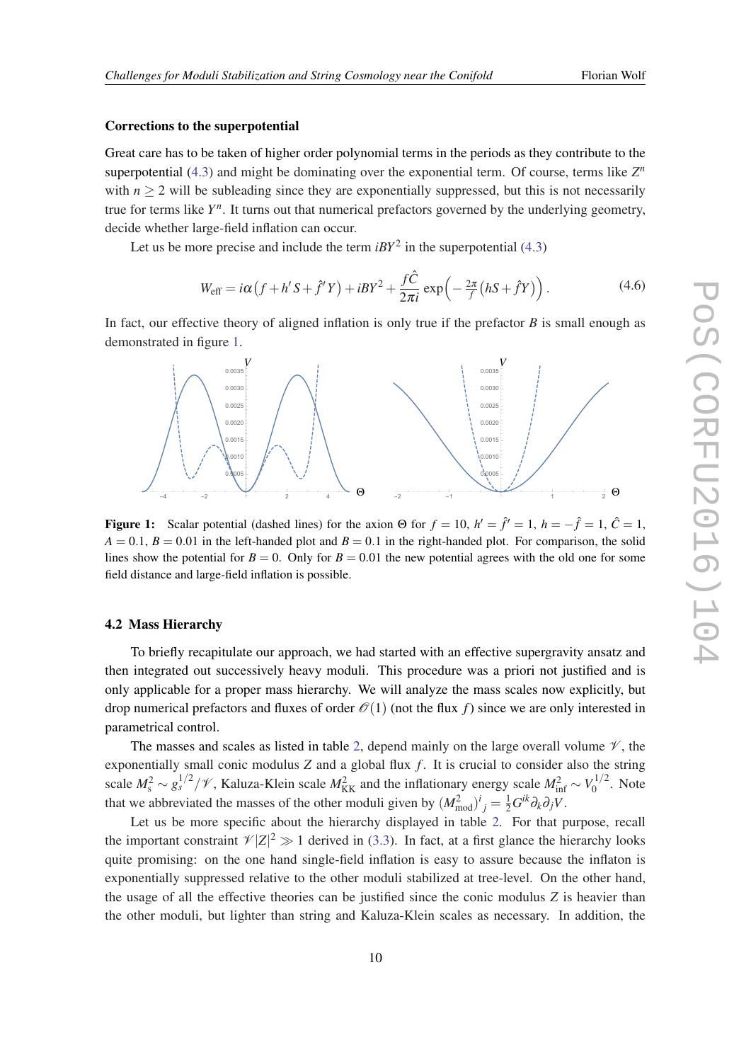**Corrections to the superpotential**

Great care has to be taken of higher order polynomial terms in the periods as they contribute to the superpotential (4.3) and might be dominating over the exponential term. Of course, terms like $Z^n$ with $n \geq 2$ will be subleading since they are exponentially suppressed, but this is not necessarily true for terms like $Y^n$. It turns out that numerical prefactors governed by the underlying geometry, decide whether large-field inflation can occur.

Let us be more precise and include the term $iBY^2$ in the superpotential (4.3)

$$W_{\text{eff}} = i\alpha\big(f + h' S + \hat{f}' Y\big) + iBY^2 + \frac{f\hat{C}}{2\pi i} \exp\Big(-\tfrac{2\pi}{f}\big(hS + \hat{f}Y\big)\Big). \tag{4.6}$$

In fact, our effective theory of aligned inflation is only true if the prefactor $B$ is small enough as demonstrated in figure 1.

**Figure 1:** Scalar potential (dashed lines) for the axion $\Theta$ for $f = 10$, $h' = \hat{f}' = 1$, $h = -\hat{f} = 1$, $\hat{C} = 1$, $A = 0.1$, $B = 0.01$ in the left-handed plot and $B = 0.1$ in the right-handed plot. For comparison, the solid lines show the potential for $B = 0$. Only for $B = 0.01$ the new potential agrees with the old one for some field distance and large-field inflation is possible.

### 4.2 Mass Hierarchy

To briefly recapitulate our approach, we had started with an effective supergravity ansatz and then integrated out successively heavy moduli. This procedure was a priori not justified and is only applicable for a proper mass hierarchy. We will analyze the mass scales now explicitly, but drop numerical prefactors and fluxes of order $\mathscr{O}(1)$ (not the flux $f$) since we are only interested in parametrical control.

The masses and scales as listed in table 2, depend mainly on the large overall volume $\mathscr{V}$, the exponentially small conic modulus $Z$ and a global flux $f$. It is crucial to consider also the string scale $M_s^2 \sim g_s^{1/2}/\mathscr{V}$, Kaluza-Klein scale $M_{\text{KK}}^2$ and the inflationary energy scale $M_{\text{inf}}^2 \sim V_0^{1/2}$. Note that we abbreviated the masses of the other moduli given by $(M^2_{\text{mod}})^i{}_j = \frac{1}{2}G^{ik}\partial_k\partial_j V$.

Let us be more specific about the hierarchy displayed in table 2. For that purpose, recall the important constraint $\mathscr{V}|Z|^2 \gg 1$ derived in (3.3). In fact, at a first glance the hierarchy looks quite promising: on the one hand single-field inflation is easy to assure because the inflaton is exponentially suppressed relative to the other moduli stabilized at tree-level. On the other hand, the usage of all the effective theories can be justified since the conic modulus $Z$ is heavier than the other moduli, but lighter than string and Kaluza-Klein scales as necessary. In addition, the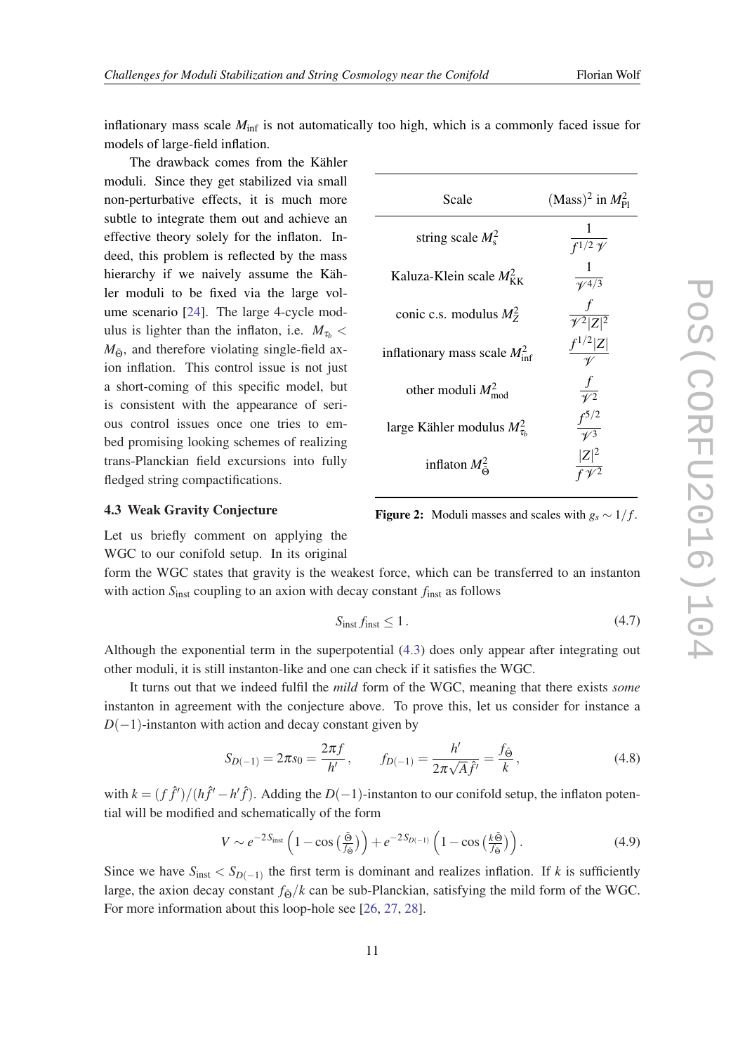inflationary mass scale $M_{\text{inf}}$ is not automatically too high, which is a commonly faced issue for models of large-field inflation.

The drawback comes from the Kähler moduli. Since they get stabilized via small non-perturbative effects, it is much more subtle to integrate them out and achieve an effective theory solely for the inflaton. Indeed, this problem is reflected by the mass hierarchy if we naively assume the Kähler moduli to be fixed via the large volume scenario [24]. The large 4-cycle modulus is lighter than the inflaton, i.e. $M_{\tau_b} < M_{\tilde{\Theta}}$, and therefore violating single-field axion inflation. This control issue is not just a short-coming of this specific model, but is consistent with the appearance of serious control issues once one tries to embed promising looking schemes of realizing trans-Planckian field excursions into fully fledged string compactifications.

| Scale | $(\text{Mass})^2$ in $M_{\text{Pl}}^2$ |
|---|---|
| string scale $M_s^2$ | $\frac{1}{f^{1/2}\mathcal{V}}$ |
| Kaluza-Klein scale $M_{\text{KK}}^2$ | $\frac{1}{\mathcal{V}^{4/3}}$ |
| conic c.s. modulus $M_Z^2$ | $\frac{f}{\mathcal{V}^2 \|Z\|^2}$ |
| inflationary mass scale $M_{\text{inf}}^2$ | $\frac{f^{1/2}\|Z\|}{\mathcal{V}}$ |
| other moduli $M_{\text{mod}}^2$ | $\frac{f}{\mathcal{V}^2}$ |
| large Kähler modulus $M_{\tau_b}^2$ | $\frac{f^{5/2}}{\mathcal{V}^3}$ |
| inflaton $M_{\tilde{\Theta}}^2$ | $\frac{\|Z\|^2}{f\,\mathcal{V}^2}$ |

**Figure 2:** Moduli masses and scales with $g_s \sim 1/f$.

### 4.3 Weak Gravity Conjecture

Let us briefly comment on applying the WGC to our conifold setup. In its original form the WGC states that gravity is the weakest force, which can be transferred to an instanton with action $S_{\text{inst}}$ coupling to an axion with decay constant $f_{\text{inst}}$ as follows

$$S_{\text{inst}}\, f_{\text{inst}} \leq 1\,. \tag{4.7}$$

Although the exponential term in the superpotential (4.3) does only appear after integrating out other moduli, it is still instanton-like and one can check if it satisfies the WGC.

It turns out that we indeed fulfil the *mild* form of the WGC, meaning that there exists *some* instanton in agreement with the conjecture above. To prove this, let us consider for instance a $D(-1)$-instanton with action and decay constant given by

$$S_{D(-1)} = 2\pi s_0 = \frac{2\pi f}{h'}\,, \qquad f_{D(-1)} = \frac{h'}{2\pi\sqrt{A}\hat{f}'} = \frac{f_{\tilde{\Theta}}}{k}\,, \tag{4.8}$$

with $k = (f\hat{f}')/(h\hat{f}' - h'\hat{f})$. Adding the $D(-1)$-instanton to our conifold setup, the inflaton potential will be modified and schematically of the form

$$V \sim e^{-2S_{\text{inst}}}\left(1 - \cos\left(\tfrac{\tilde{\Theta}}{f_{\tilde{\Theta}}}\right)\right) + e^{-2S_{D(-1)}}\left(1 - \cos\left(\tfrac{k\tilde{\Theta}}{f_{\tilde{\Theta}}}\right)\right). \tag{4.9}$$

Since we have $S_{\text{inst}} < S_{D(-1)}$ the first term is dominant and realizes inflation. If $k$ is sufficiently large, the axion decay constant $f_{\tilde{\Theta}}/k$ can be sub-Planckian, satisfying the mild form of the WGC. For more information about this loop-hole see [26, 27, 28].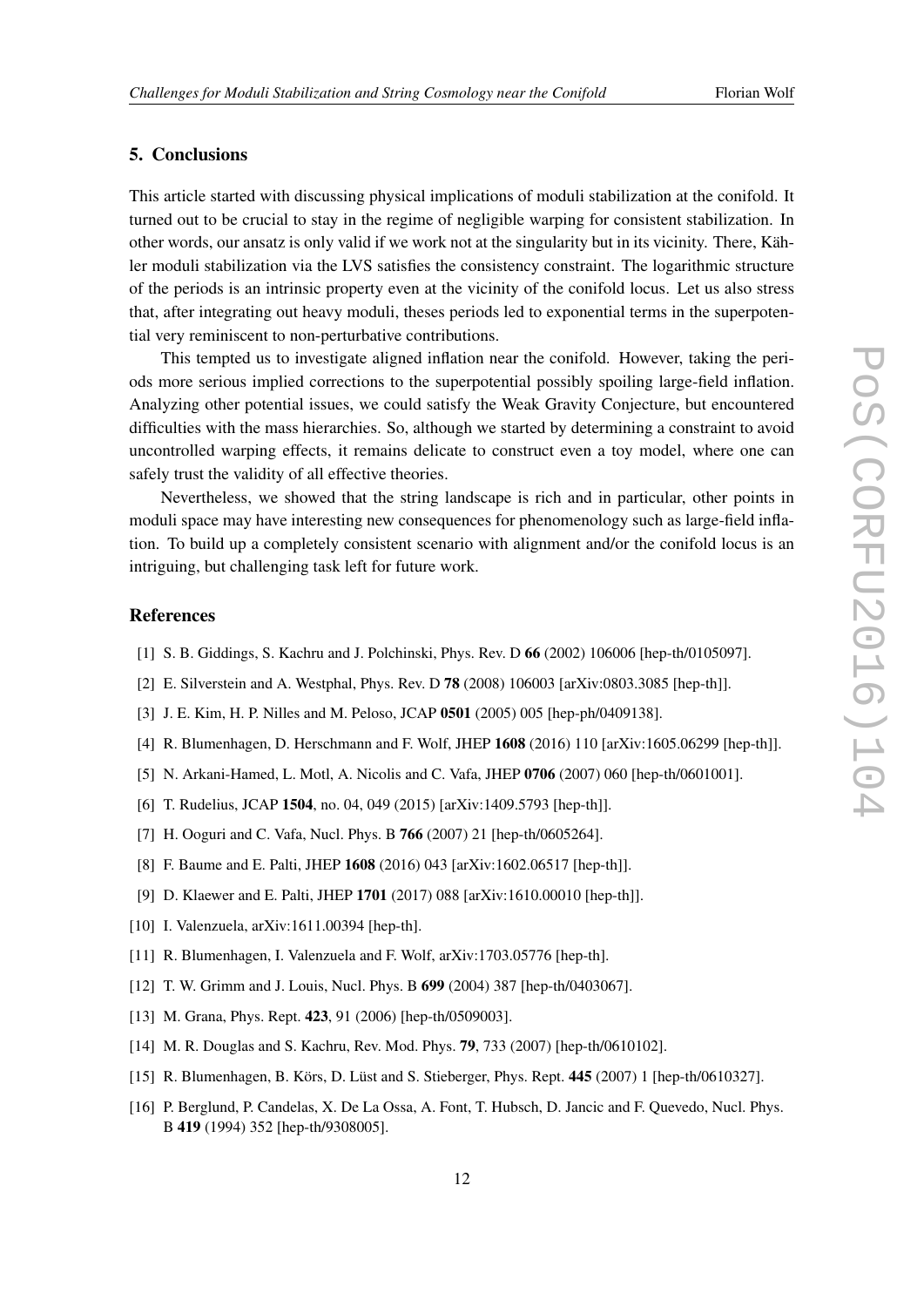## 5. Conclusions

This article started with discussing physical implications of moduli stabilization at the conifold. It turned out to be crucial to stay in the regime of negligible warping for consistent stabilization. In other words, our ansatz is only valid if we work not at the singularity but in its vicinity. There, Kähler moduli stabilization via the LVS satisfies the consistency constraint. The logarithmic structure of the periods is an intrinsic property even at the vicinity of the conifold locus. Let us also stress that, after integrating out heavy moduli, theses periods led to exponential terms in the superpotential very reminiscent to non-perturbative contributions.

This tempted us to investigate aligned inflation near the conifold. However, taking the periods more serious implied corrections to the superpotential possibly spoiling large-field inflation. Analyzing other potential issues, we could satisfy the Weak Gravity Conjecture, but encountered difficulties with the mass hierarchies. So, although we started by determining a constraint to avoid uncontrolled warping effects, it remains delicate to construct even a toy model, where one can safely trust the validity of all effective theories.

Nevertheless, we showed that the string landscape is rich and in particular, other points in moduli space may have interesting new consequences for phenomenology such as large-field inflation. To build up a completely consistent scenario with alignment and/or the conifold locus is an intriguing, but challenging task left for future work.

## References

[1] S. B. Giddings, S. Kachru and J. Polchinski, Phys. Rev. D **66** (2002) 106006 [hep-th/0105097].

[2] E. Silverstein and A. Westphal, Phys. Rev. D **78** (2008) 106003 [arXiv:0803.3085 [hep-th]].

[3] J. E. Kim, H. P. Nilles and M. Peloso, JCAP **0501** (2005) 005 [hep-ph/0409138].

[4] R. Blumenhagen, D. Herschmann and F. Wolf, JHEP **1608** (2016) 110 [arXiv:1605.06299 [hep-th]].

[5] N. Arkani-Hamed, L. Motl, A. Nicolis and C. Vafa, JHEP **0706** (2007) 060 [hep-th/0601001].

[6] T. Rudelius, JCAP **1504**, no. 04, 049 (2015) [arXiv:1409.5793 [hep-th]].

[7] H. Ooguri and C. Vafa, Nucl. Phys. B **766** (2007) 21 [hep-th/0605264].

[8] F. Baume and E. Palti, JHEP **1608** (2016) 043 [arXiv:1602.06517 [hep-th]].

[9] D. Klaewer and E. Palti, JHEP **1701** (2017) 088 [arXiv:1610.00010 [hep-th]].

[10] I. Valenzuela, arXiv:1611.00394 [hep-th].

[11] R. Blumenhagen, I. Valenzuela and F. Wolf, arXiv:1703.05776 [hep-th].

[12] T. W. Grimm and J. Louis, Nucl. Phys. B **699** (2004) 387 [hep-th/0403067].

[13] M. Grana, Phys. Rept. **423**, 91 (2006) [hep-th/0509003].

[14] M. R. Douglas and S. Kachru, Rev. Mod. Phys. **79**, 733 (2007) [hep-th/0610102].

[15] R. Blumenhagen, B. Körs, D. Lüst and S. Stieberger, Phys. Rept. **445** (2007) 1 [hep-th/0610327].

[16] P. Berglund, P. Candelas, X. De La Ossa, A. Font, T. Hubsch, D. Jancic and F. Quevedo, Nucl. Phys. B **419** (1994) 352 [hep-th/9308005].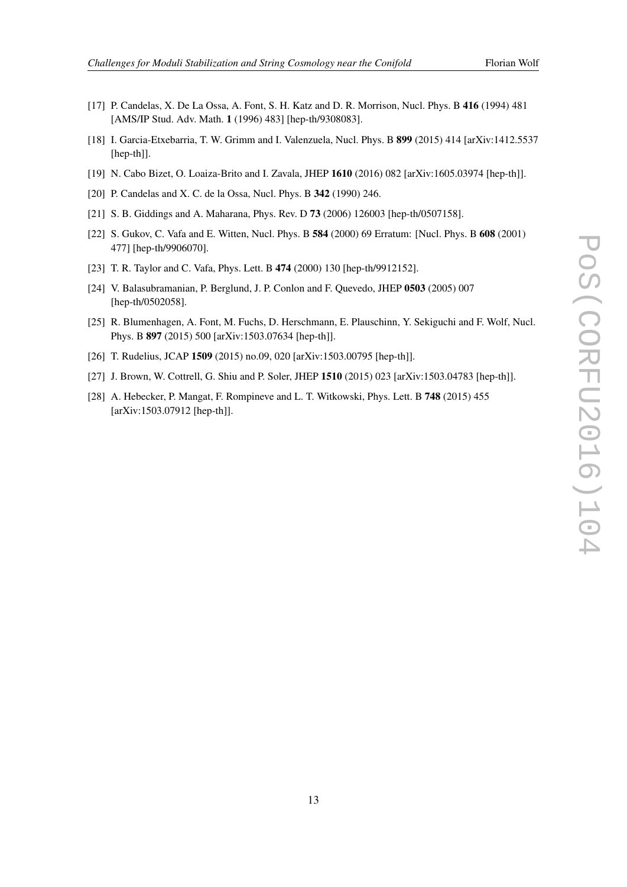[17] P. Candelas, X. De La Ossa, A. Font, S. H. Katz and D. R. Morrison, Nucl. Phys. B **416** (1994) 481 [AMS/IP Stud. Adv. Math. **1** (1996) 483] [hep-th/9308083].

[18] I. Garcia-Etxebarria, T. W. Grimm and I. Valenzuela, Nucl. Phys. B **899** (2015) 414 [arXiv:1412.5537 [hep-th]].

[19] N. Cabo Bizet, O. Loaiza-Brito and I. Zavala, JHEP **1610** (2016) 082 [arXiv:1605.03974 [hep-th]].

[20] P. Candelas and X. C. de la Ossa, Nucl. Phys. B **342** (1990) 246.

[21] S. B. Giddings and A. Maharana, Phys. Rev. D **73** (2006) 126003 [hep-th/0507158].

[22] S. Gukov, C. Vafa and E. Witten, Nucl. Phys. B **584** (2000) 69 Erratum: [Nucl. Phys. B **608** (2001) 477] [hep-th/9906070].

[23] T. R. Taylor and C. Vafa, Phys. Lett. B **474** (2000) 130 [hep-th/9912152].

[24] V. Balasubramanian, P. Berglund, J. P. Conlon and F. Quevedo, JHEP **0503** (2005) 007 [hep-th/0502058].

[25] R. Blumenhagen, A. Font, M. Fuchs, D. Herschmann, E. Plauschinn, Y. Sekiguchi and F. Wolf, Nucl. Phys. B **897** (2015) 500 [arXiv:1503.07634 [hep-th]].

[26] T. Rudelius, JCAP **1509** (2015) no.09, 020 [arXiv:1503.00795 [hep-th]].

[27] J. Brown, W. Cottrell, G. Shiu and P. Soler, JHEP **1510** (2015) 023 [arXiv:1503.04783 [hep-th]].

[28] A. Hebecker, P. Mangat, F. Rompineve and L. T. Witkowski, Phys. Lett. B **748** (2015) 455 [arXiv:1503.07912 [hep-th]].